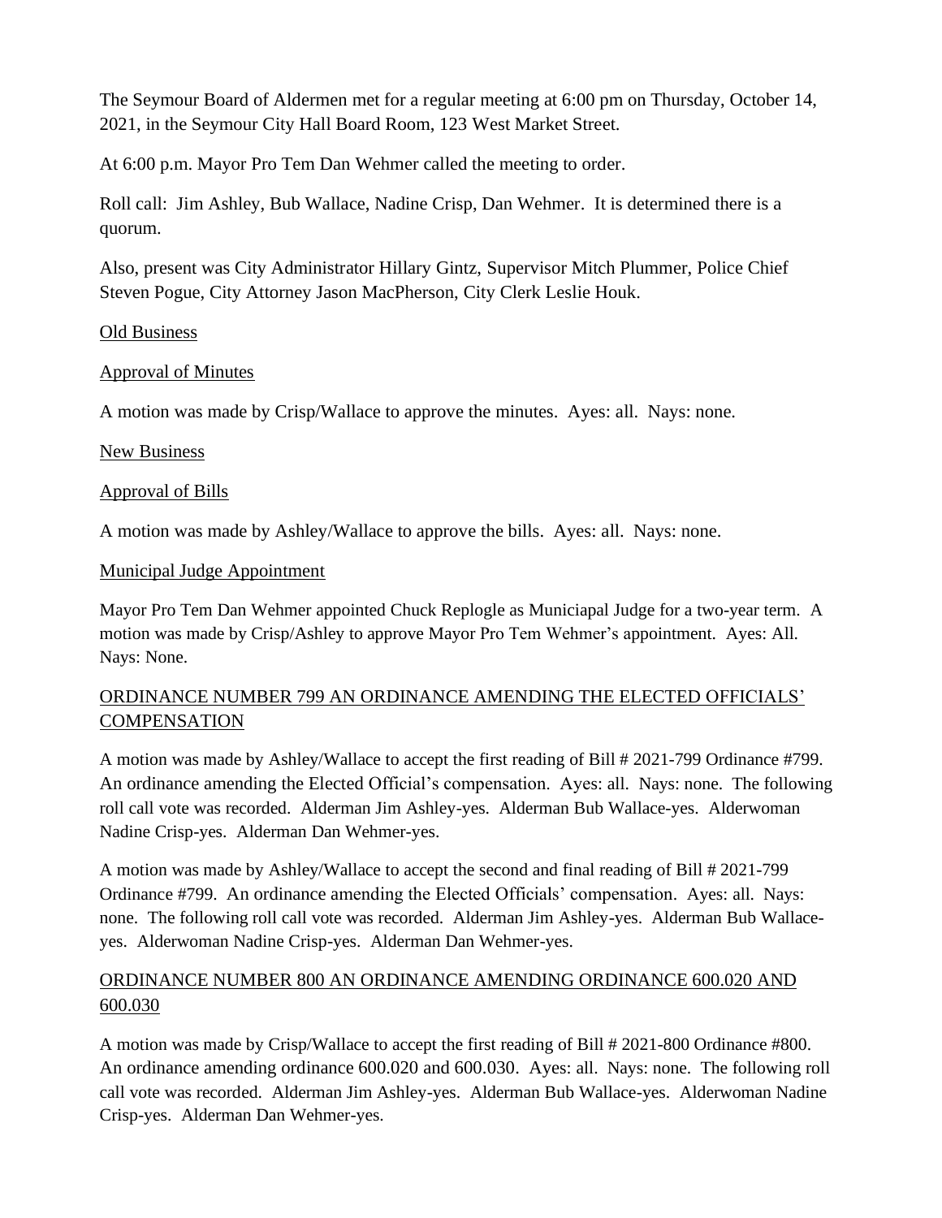The Seymour Board of Aldermen met for a regular meeting at 6:00 pm on Thursday, October 14, 2021, in the Seymour City Hall Board Room, 123 West Market Street.

At 6:00 p.m. Mayor Pro Tem Dan Wehmer called the meeting to order.

Roll call: Jim Ashley, Bub Wallace, Nadine Crisp, Dan Wehmer. It is determined there is a quorum.

Also, present was City Administrator Hillary Gintz, Supervisor Mitch Plummer, Police Chief Steven Pogue, City Attorney Jason MacPherson, City Clerk Leslie Houk.

<u>Old Business</u>

<u>Approval of Minutes</u>

A motion was made by Crisp/Wallace to approve the minutes. Ayes: all. Nays: none.

<u>New Business</u>

<u>Approval of Bills</u>

A motion was made by Ashley/Wallace to approve the bills. Ayes: all. Nays: none.

<u>Municipal Judge Appointment</u>

Mayor Pro Tem Dan Wehmer appointed Chuck Replogle as Municiapal Judge for a two-year term. A motion was made by Crisp/Ashley to approve Mayor Pro Tem Wehmer's appointment. Ayes: All. Nays: None.

<u>ORDINANCE NUMBER 799 AN ORDINANCE AMENDING THE ELECTED OFFICIALS' COMPENSATION</u>

A motion was made by Ashley/Wallace to accept the first reading of Bill # 2021-799 Ordinance #799. An ordinance amending the Elected Official's compensation. Ayes: all. Nays: none. The following roll call vote was recorded. Alderman Jim Ashley-yes. Alderman Bub Wallace-yes. Alderwoman Nadine Crisp-yes. Alderman Dan Wehmer-yes.

A motion was made by Ashley/Wallace to accept the second and final reading of Bill # 2021-799 Ordinance #799. An ordinance amending the Elected Officials' compensation. Ayes: all. Nays: none. The following roll call vote was recorded. Alderman Jim Ashley-yes. Alderman Bub Wallace-yes. Alderwoman Nadine Crisp-yes. Alderman Dan Wehmer-yes.

<u>ORDINANCE NUMBER 800 AN ORDINANCE AMENDING ORDINANCE 600.020 AND 600.030</u>

A motion was made by Crisp/Wallace to accept the first reading of Bill # 2021-800 Ordinance #800. An ordinance amending ordinance 600.020 and 600.030. Ayes: all. Nays: none. The following roll call vote was recorded. Alderman Jim Ashley-yes. Alderman Bub Wallace-yes. Alderwoman Nadine Crisp-yes. Alderman Dan Wehmer-yes.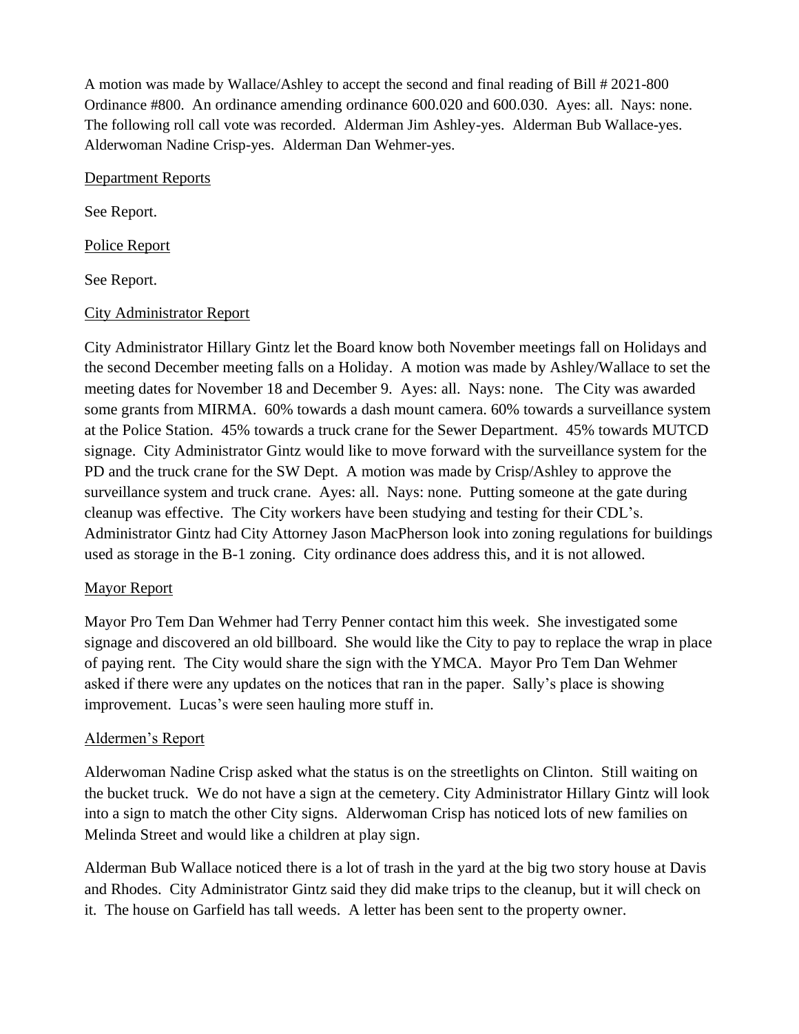A motion was made by Wallace/Ashley to accept the second and final reading of Bill # 2021-800 Ordinance #800. An ordinance amending ordinance 600.020 and 600.030. Ayes: all. Nays: none. The following roll call vote was recorded. Alderman Jim Ashley-yes. Alderman Bub Wallace-yes. Alderwoman Nadine Crisp-yes. Alderman Dan Wehmer-yes.

Department Reports

See Report.

Police Report

See Report.

City Administrator Report

City Administrator Hillary Gintz let the Board know both November meetings fall on Holidays and the second December meeting falls on a Holiday. A motion was made by Ashley/Wallace to set the meeting dates for November 18 and December 9. Ayes: all. Nays: none. The City was awarded some grants from MIRMA. 60% towards a dash mount camera. 60% towards a surveillance system at the Police Station. 45% towards a truck crane for the Sewer Department. 45% towards MUTCD signage. City Administrator Gintz would like to move forward with the surveillance system for the PD and the truck crane for the SW Dept. A motion was made by Crisp/Ashley to approve the surveillance system and truck crane. Ayes: all. Nays: none. Putting someone at the gate during cleanup was effective. The City workers have been studying and testing for their CDL's. Administrator Gintz had City Attorney Jason MacPherson look into zoning regulations for buildings used as storage in the B-1 zoning. City ordinance does address this, and it is not allowed.

Mayor Report

Mayor Pro Tem Dan Wehmer had Terry Penner contact him this week. She investigated some signage and discovered an old billboard. She would like the City to pay to replace the wrap in place of paying rent. The City would share the sign with the YMCA. Mayor Pro Tem Dan Wehmer asked if there were any updates on the notices that ran in the paper. Sally's place is showing improvement. Lucas's were seen hauling more stuff in.

Aldermen's Report

Alderwoman Nadine Crisp asked what the status is on the streetlights on Clinton. Still waiting on the bucket truck. We do not have a sign at the cemetery. City Administrator Hillary Gintz will look into a sign to match the other City signs. Alderwoman Crisp has noticed lots of new families on Melinda Street and would like a children at play sign.

Alderman Bub Wallace noticed there is a lot of trash in the yard at the big two story house at Davis and Rhodes. City Administrator Gintz said they did make trips to the cleanup, but it will check on it. The house on Garfield has tall weeds. A letter has been sent to the property owner.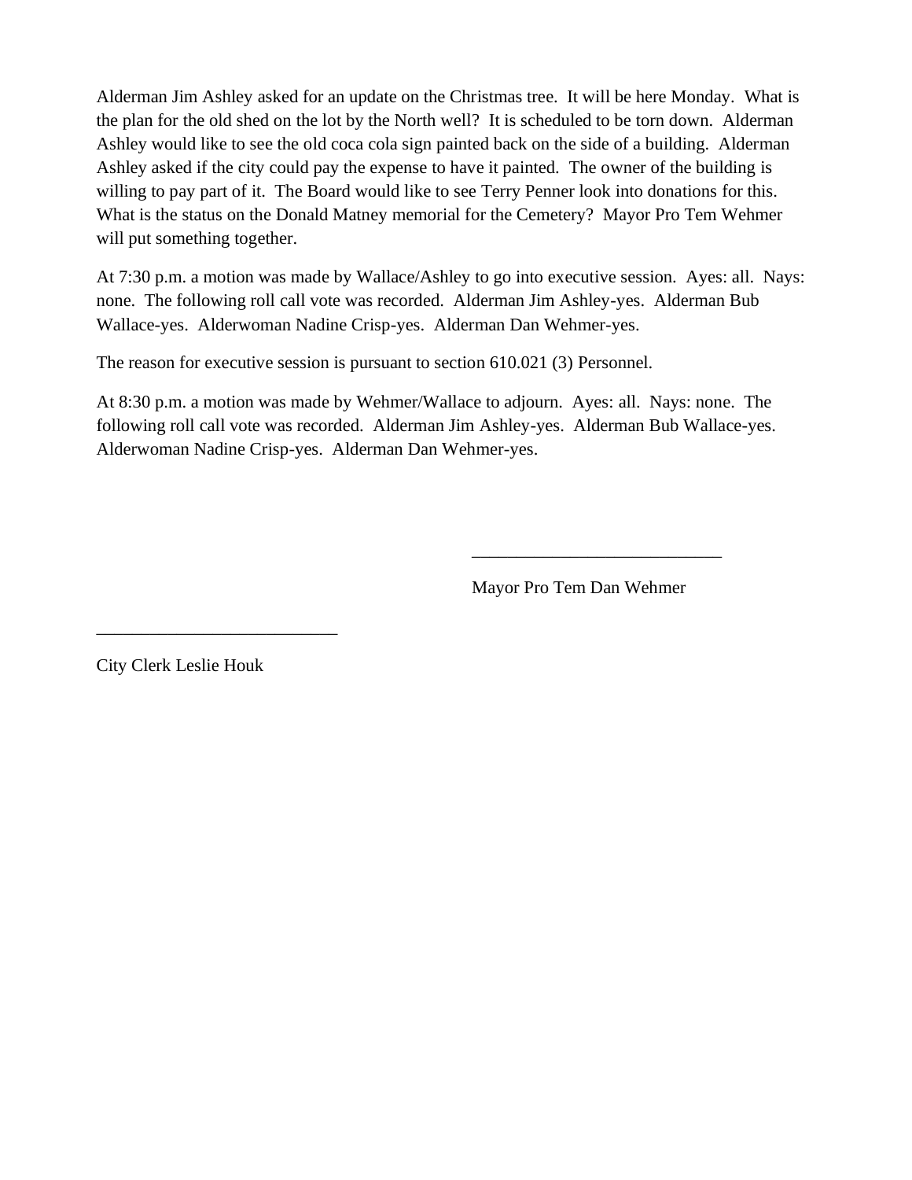Alderman Jim Ashley asked for an update on the Christmas tree. It will be here Monday. What is the plan for the old shed on the lot by the North well? It is scheduled to be torn down. Alderman Ashley would like to see the old coca cola sign painted back on the side of a building. Alderman Ashley asked if the city could pay the expense to have it painted. The owner of the building is willing to pay part of it. The Board would like to see Terry Penner look into donations for this. What is the status on the Donald Matney memorial for the Cemetery? Mayor Pro Tem Wehmer will put something together.

At 7:30 p.m. a motion was made by Wallace/Ashley to go into executive session. Ayes: all. Nays: none. The following roll call vote was recorded. Alderman Jim Ashley-yes. Alderman Bub Wallace-yes. Alderwoman Nadine Crisp-yes. Alderman Dan Wehmer-yes.

The reason for executive session is pursuant to section 610.021 (3) Personnel.

At 8:30 p.m. a motion was made by Wehmer/Wallace to adjourn. Ayes: all. Nays: none. The following roll call vote was recorded. Alderman Jim Ashley-yes. Alderman Bub Wallace-yes. Alderwoman Nadine Crisp-yes. Alderman Dan Wehmer-yes.

\_\_\_\_\_\_\_\_\_\_\_\_\_\_\_\_\_\_\_\_\_\_\_\_\_\_\_\_

Mayor Pro Tem Dan Wehmer

\_\_\_\_\_\_\_\_\_\_\_\_\_\_\_\_\_\_\_\_\_\_\_\_\_\_\_

City Clerk Leslie Houk